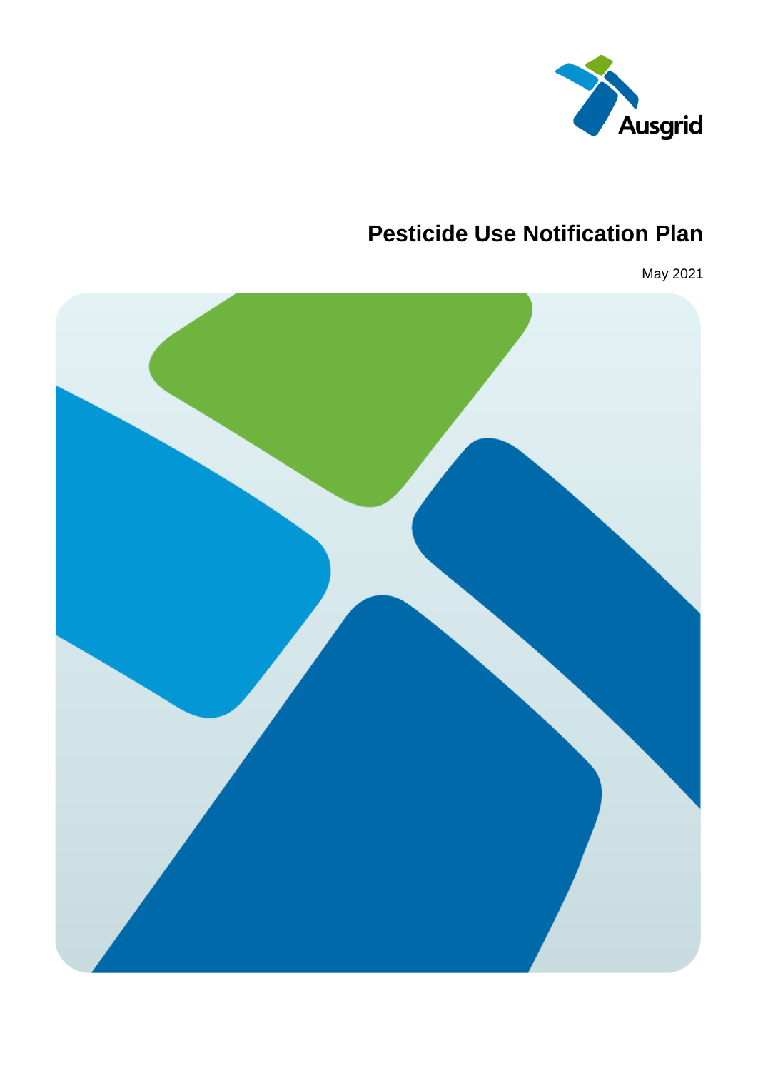Ausgrid

# Pesticide Use Notification Plan

May 2021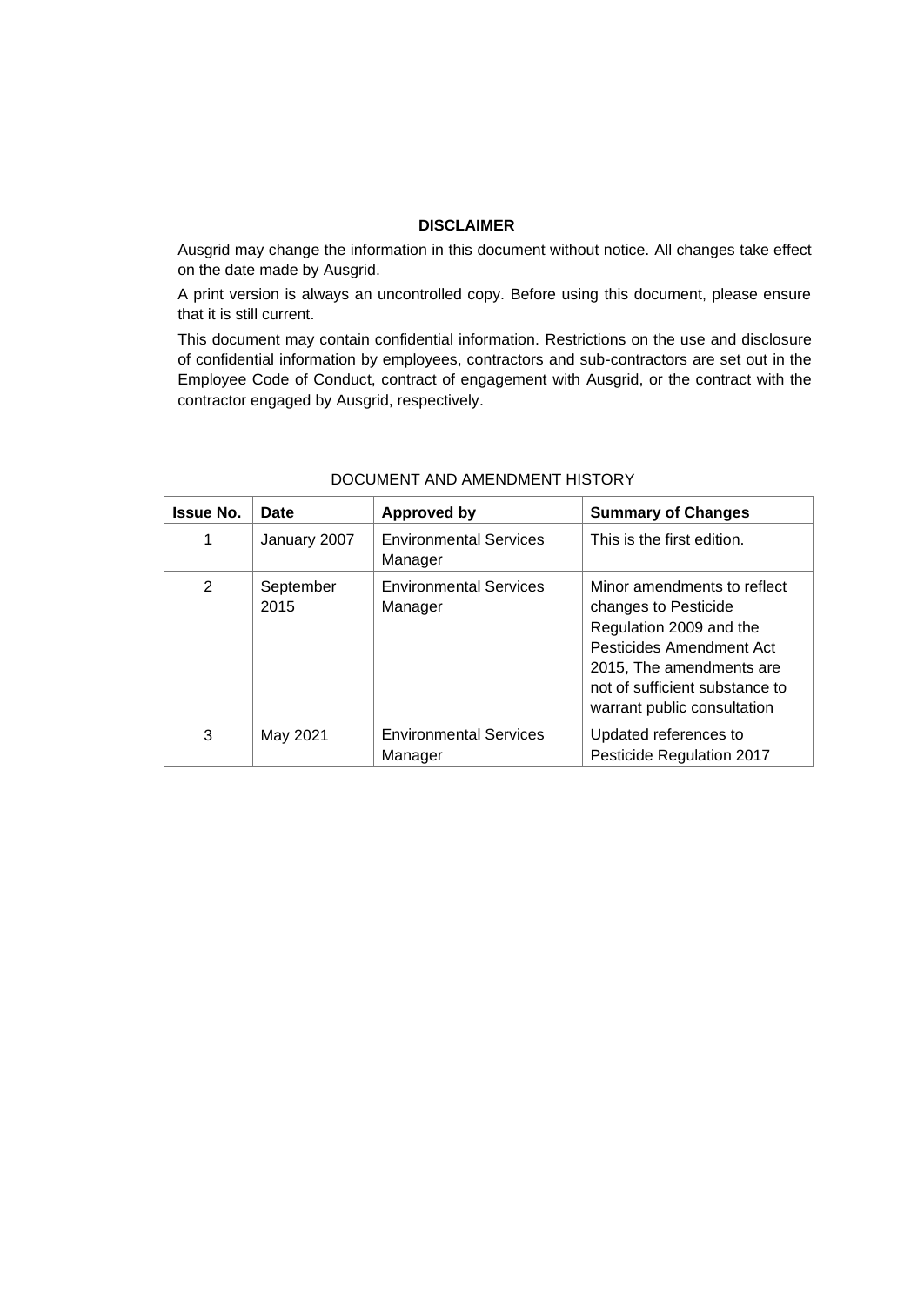**DISCLAIMER**

Ausgrid may change the information in this document without notice. All changes take effect on the date made by Ausgrid.

A print version is always an uncontrolled copy. Before using this document, please ensure that it is still current.

This document may contain confidential information. Restrictions on the use and disclosure of confidential information by employees, contractors and sub-contractors are set out in the Employee Code of Conduct, contract of engagement with Ausgrid, or the contract with the contractor engaged by Ausgrid, respectively.

DOCUMENT AND AMENDMENT HISTORY

| Issue No. | Date | Approved by | Summary of Changes |
|---|---|---|---|
| 1 | January 2007 | Environmental Services Manager | This is the first edition. |
| 2 | September 2015 | Environmental Services Manager | Minor amendments to reflect changes to Pesticide Regulation 2009 and the Pesticides Amendment Act 2015, The amendments are not of sufficient substance to warrant public consultation |
| 3 | May 2021 | Environmental Services Manager | Updated references to Pesticide Regulation 2017 |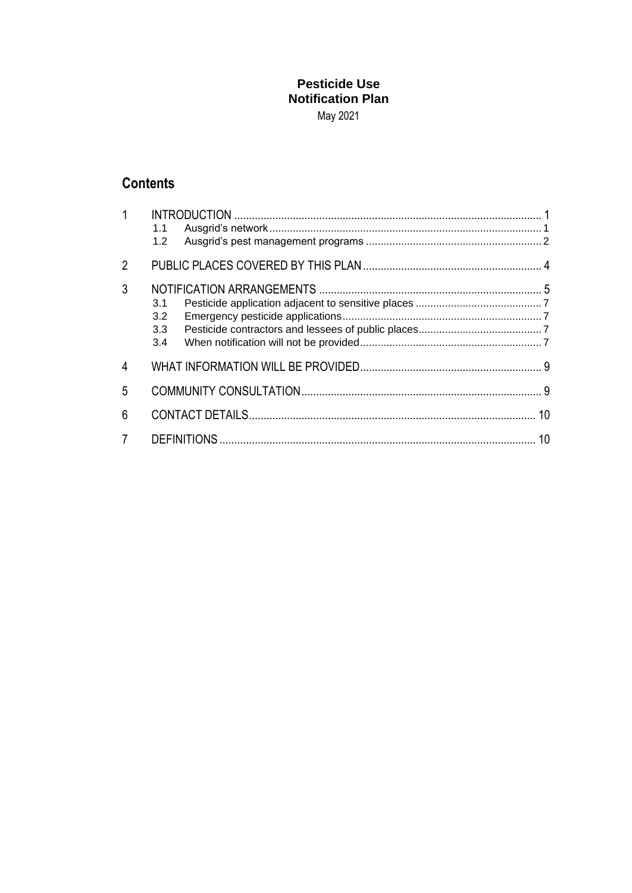**Pesticide Use**
**Notification Plan**
May 2021

## Contents

1 INTRODUCTION ........................................................................................................ 1
  1.1 Ausgrid's network ............................................................................................ 1
  1.2 Ausgrid's pest management programs ............................................................ 2

2 PUBLIC PLACES COVERED BY THIS PLAN ............................................................ 4

3 NOTIFICATION ARRANGEMENTS ........................................................................... 5
  3.1 Pesticide application adjacent to sensitive places ............................................ 7
  3.2 Emergency pesticide applications .................................................................... 7
  3.3 Pesticide contractors and lessees of public places .......................................... 7
  3.4 When notification will not be provided .............................................................. 7

4 WHAT INFORMATION WILL BE PROVIDED ............................................................. 9

5 COMMUNITY CONSULTATION ................................................................................. 9

6 CONTACT DETAILS ................................................................................................. 10

7 DEFINITIONS ........................................................................................................... 10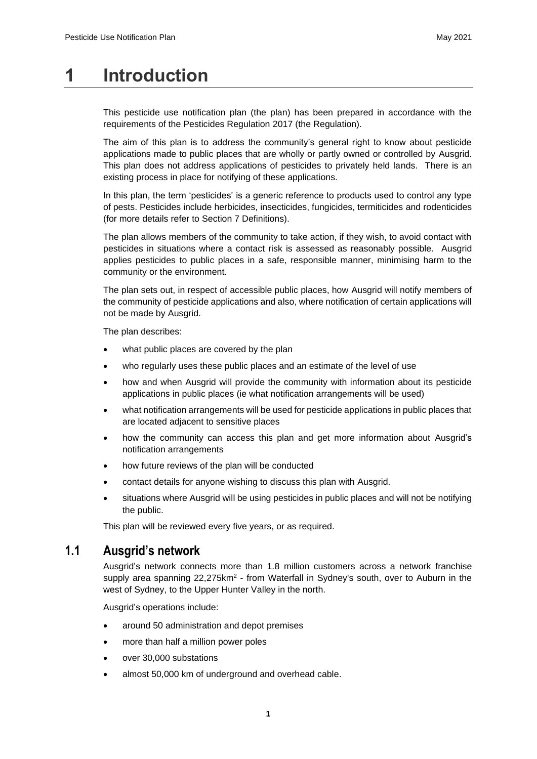# 1 Introduction

This pesticide use notification plan (the plan) has been prepared in accordance with the requirements of the Pesticides Regulation 2017 (the Regulation).

The aim of this plan is to address the community's general right to know about pesticide applications made to public places that are wholly or partly owned or controlled by Ausgrid. This plan does not address applications of pesticides to privately held lands. There is an existing process in place for notifying of these applications.

In this plan, the term 'pesticides' is a generic reference to products used to control any type of pests. Pesticides include herbicides, insecticides, fungicides, termiticides and rodenticides (for more details refer to Section 7 Definitions).

The plan allows members of the community to take action, if they wish, to avoid contact with pesticides in situations where a contact risk is assessed as reasonably possible. Ausgrid applies pesticides to public places in a safe, responsible manner, minimising harm to the community or the environment.

The plan sets out, in respect of accessible public places, how Ausgrid will notify members of the community of pesticide applications and also, where notification of certain applications will not be made by Ausgrid.

The plan describes:

- what public places are covered by the plan
- who regularly uses these public places and an estimate of the level of use
- how and when Ausgrid will provide the community with information about its pesticide applications in public places (ie what notification arrangements will be used)
- what notification arrangements will be used for pesticide applications in public places that are located adjacent to sensitive places
- how the community can access this plan and get more information about Ausgrid's notification arrangements
- how future reviews of the plan will be conducted
- contact details for anyone wishing to discuss this plan with Ausgrid.
- situations where Ausgrid will be using pesticides in public places and will not be notifying the public.

This plan will be reviewed every five years, or as required.

## 1.1 Ausgrid's network

Ausgrid's network connects more than 1.8 million customers across a network franchise supply area spanning 22,275km$^2$ - from Waterfall in Sydney's south, over to Auburn in the west of Sydney, to the Upper Hunter Valley in the north.

Ausgrid's operations include:

- around 50 administration and depot premises
- more than half a million power poles
- over 30,000 substations
- almost 50,000 km of underground and overhead cable.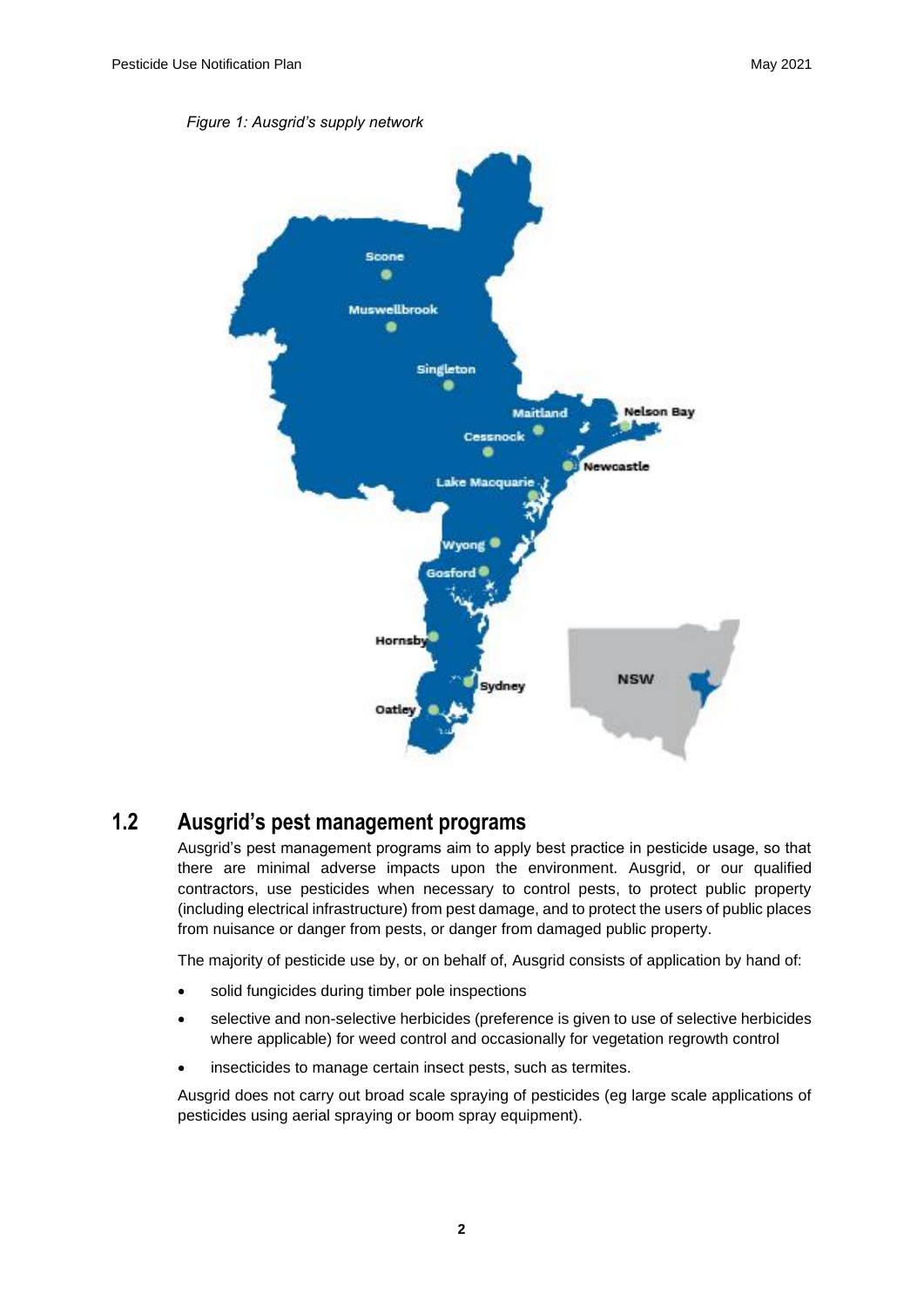*Figure 1: Ausgrid's supply network*

## 1.2 Ausgrid's pest management programs

Ausgrid's pest management programs aim to apply best practice in pesticide usage, so that there are minimal adverse impacts upon the environment. Ausgrid, or our qualified contractors, use pesticides when necessary to control pests, to protect public property (including electrical infrastructure) from pest damage, and to protect the users of public places from nuisance or danger from pests, or danger from damaged public property.

The majority of pesticide use by, or on behalf of, Ausgrid consists of application by hand of:

- solid fungicides during timber pole inspections
- selective and non-selective herbicides (preference is given to use of selective herbicides where applicable) for weed control and occasionally for vegetation regrowth control
- insecticides to manage certain insect pests, such as termites.

Ausgrid does not carry out broad scale spraying of pesticides (eg large scale applications of pesticides using aerial spraying or boom spray equipment).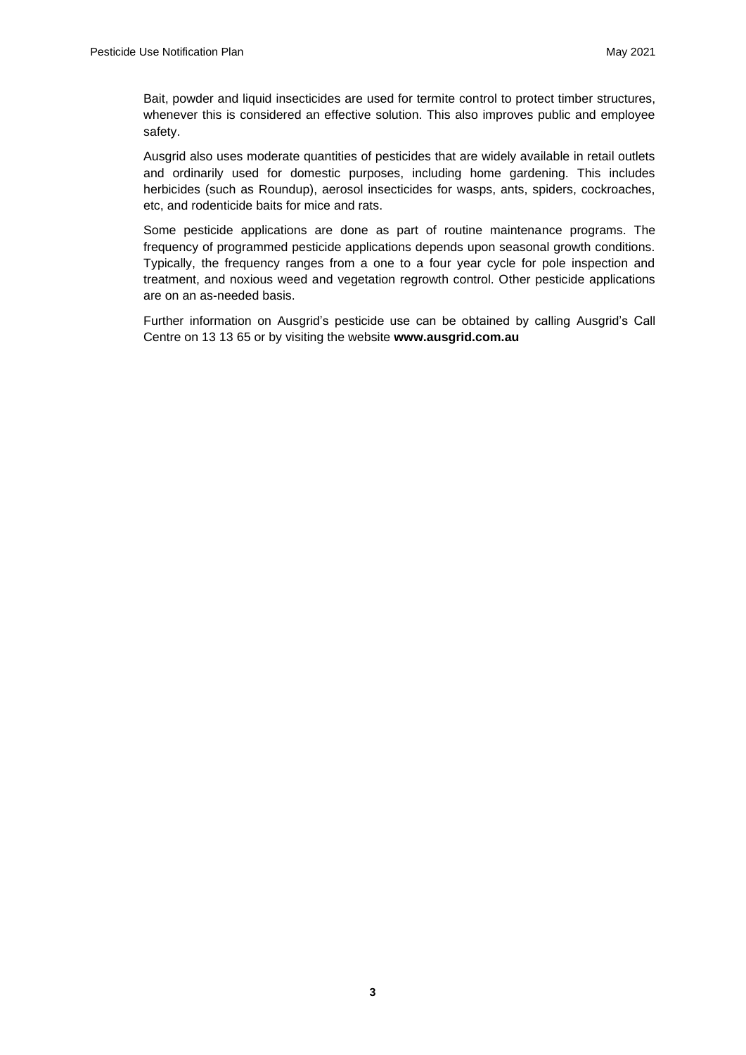Bait, powder and liquid insecticides are used for termite control to protect timber structures, whenever this is considered an effective solution. This also improves public and employee safety.

Ausgrid also uses moderate quantities of pesticides that are widely available in retail outlets and ordinarily used for domestic purposes, including home gardening. This includes herbicides (such as Roundup), aerosol insecticides for wasps, ants, spiders, cockroaches, etc, and rodenticide baits for mice and rats.

Some pesticide applications are done as part of routine maintenance programs. The frequency of programmed pesticide applications depends upon seasonal growth conditions. Typically, the frequency ranges from a one to a four year cycle for pole inspection and treatment, and noxious weed and vegetation regrowth control. Other pesticide applications are on an as-needed basis.

Further information on Ausgrid's pesticide use can be obtained by calling Ausgrid's Call Centre on 13 13 65 or by visiting the website **www.ausgrid.com.au**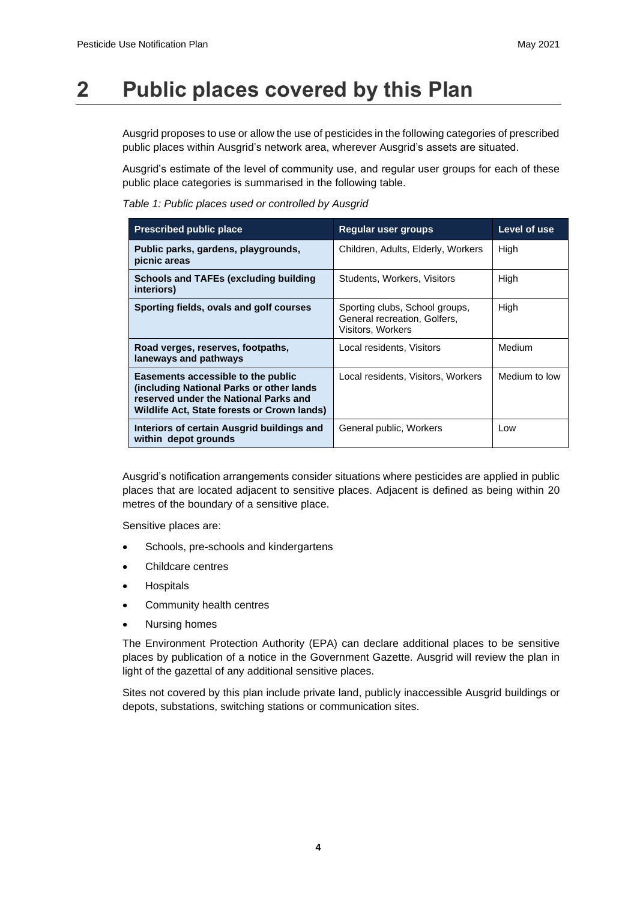# 2 Public places covered by this Plan

Ausgrid proposes to use or allow the use of pesticides in the following categories of prescribed public places within Ausgrid's network area, wherever Ausgrid's assets are situated.

Ausgrid's estimate of the level of community use, and regular user groups for each of these public place categories is summarised in the following table.

*Table 1: Public places used or controlled by Ausgrid*

| Prescribed public place | Regular user groups | Level of use |
|---|---|---|
| **Public parks, gardens, playgrounds, picnic areas** | Children, Adults, Elderly, Workers | High |
| **Schools and TAFEs (excluding building interiors)** | Students, Workers, Visitors | High |
| **Sporting fields, ovals and golf courses** | Sporting clubs, School groups, General recreation, Golfers, Visitors, Workers | High |
| **Road verges, reserves, footpaths, laneways and pathways** | Local residents, Visitors | Medium |
| **Easements accessible to the public (including National Parks or other lands reserved under the National Parks and Wildlife Act, State forests or Crown lands)** | Local residents, Visitors, Workers | Medium to low |
| **Interiors of certain Ausgrid buildings and within depot grounds** | General public, Workers | Low |

Ausgrid's notification arrangements consider situations where pesticides are applied in public places that are located adjacent to sensitive places. Adjacent is defined as being within 20 metres of the boundary of a sensitive place.

Sensitive places are:

- Schools, pre-schools and kindergartens
- Childcare centres
- Hospitals
- Community health centres
- Nursing homes

The Environment Protection Authority (EPA) can declare additional places to be sensitive places by publication of a notice in the Government Gazette. Ausgrid will review the plan in light of the gazettal of any additional sensitive places.

Sites not covered by this plan include private land, publicly inaccessible Ausgrid buildings or depots, substations, switching stations or communication sites.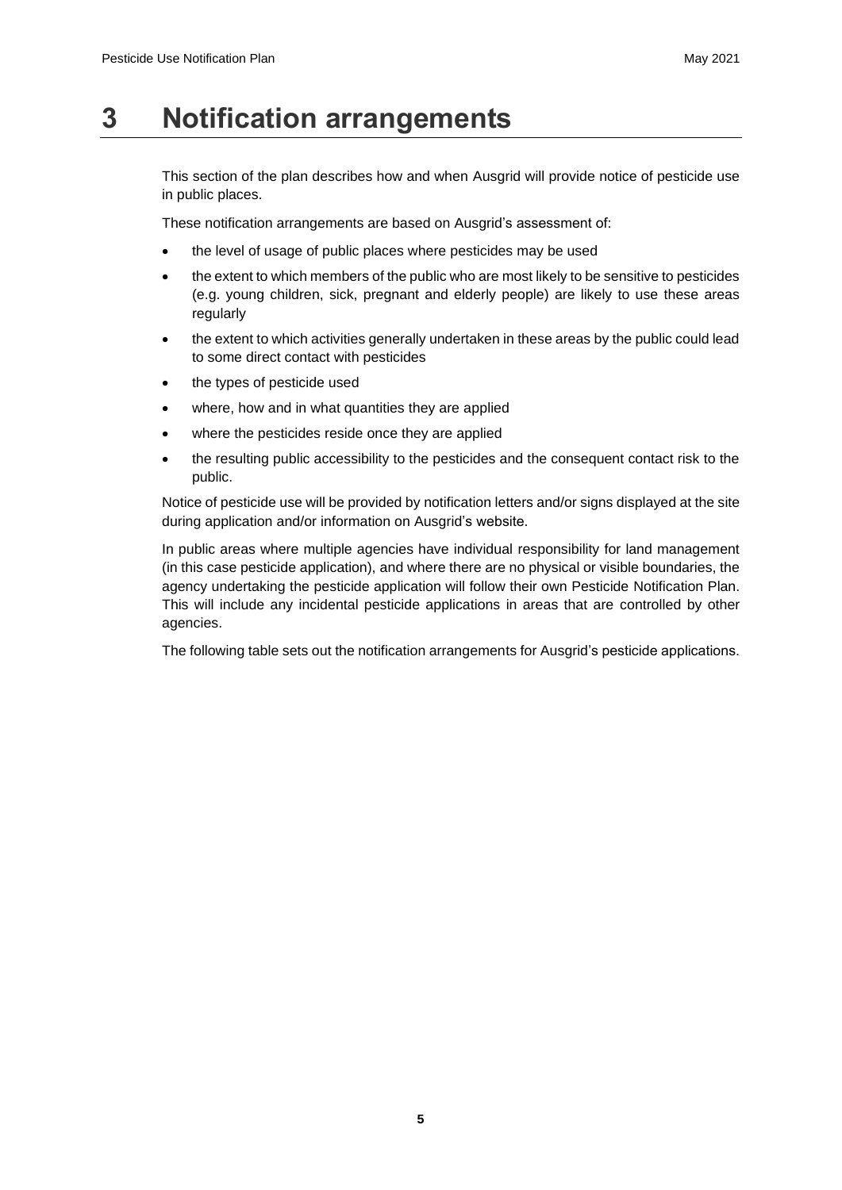# 3 Notification arrangements

This section of the plan describes how and when Ausgrid will provide notice of pesticide use in public places.

These notification arrangements are based on Ausgrid's assessment of:

- the level of usage of public places where pesticides may be used
- the extent to which members of the public who are most likely to be sensitive to pesticides (e.g. young children, sick, pregnant and elderly people) are likely to use these areas regularly
- the extent to which activities generally undertaken in these areas by the public could lead to some direct contact with pesticides
- the types of pesticide used
- where, how and in what quantities they are applied
- where the pesticides reside once they are applied
- the resulting public accessibility to the pesticides and the consequent contact risk to the public.

Notice of pesticide use will be provided by notification letters and/or signs displayed at the site during application and/or information on Ausgrid's website.

In public areas where multiple agencies have individual responsibility for land management (in this case pesticide application), and where there are no physical or visible boundaries, the agency undertaking the pesticide application will follow their own Pesticide Notification Plan. This will include any incidental pesticide applications in areas that are controlled by other agencies.

The following table sets out the notification arrangements for Ausgrid's pesticide applications.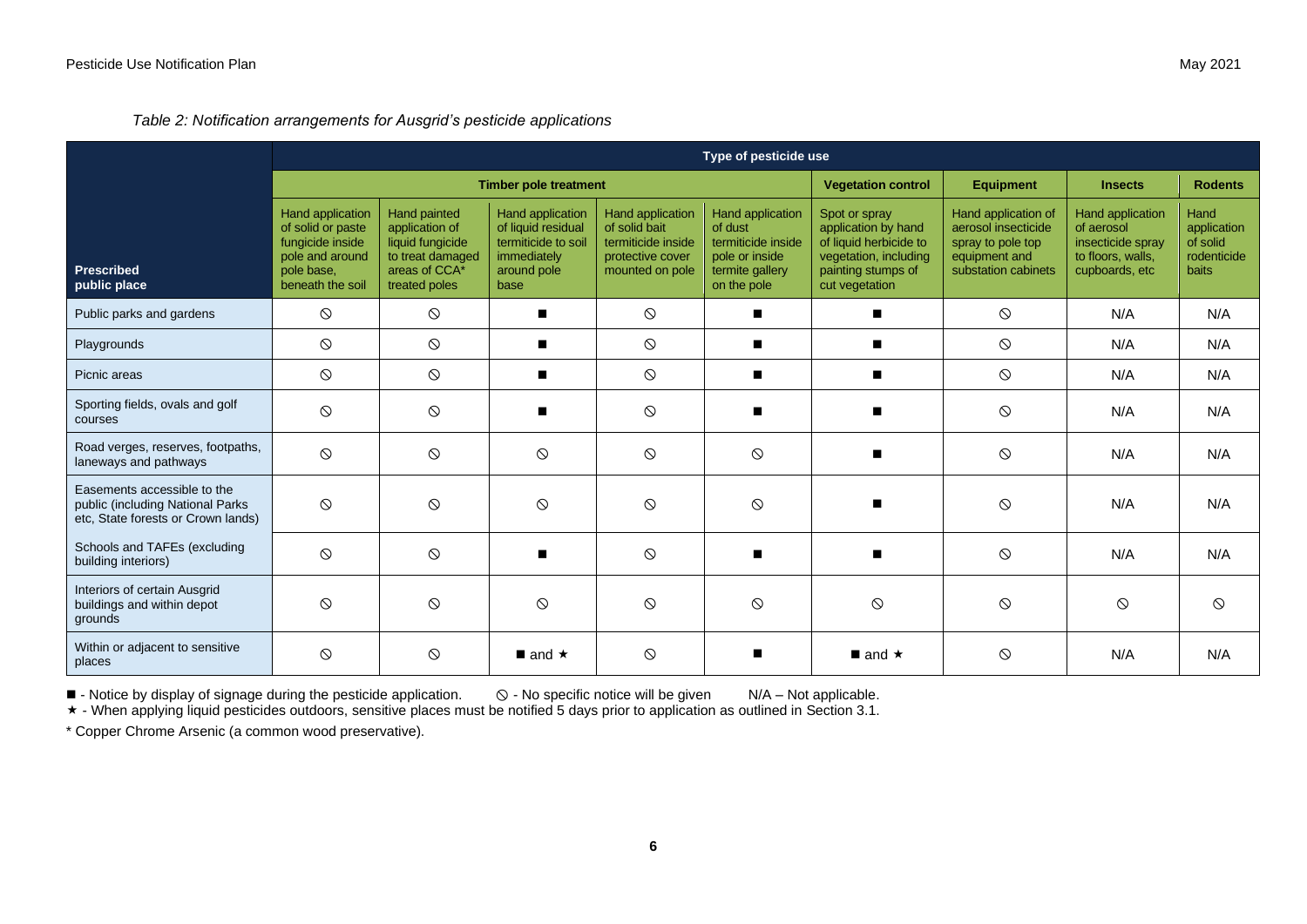*Table 2: Notification arrangements for Ausgrid's pesticide applications*

| Prescribed public place | Type of pesticide use | | | | | | | | |
|---|---|---|---|---|---|---|---|---|---|
| | Timber pole treatment | | | | | Vegetation control | Equipment | Insects | Rodents |
| | Hand application of solid or paste fungicide inside pole and around pole base, beneath the soil | Hand painted application of liquid fungicide to treat damaged areas of CCA* treated poles | Hand application of liquid residual termiticide to soil immediately around pole base | Hand application of solid bait termiticide inside protective cover mounted on pole | Hand application of dust termiticide inside pole or inside termite gallery on the pole | Spot or spray application by hand of liquid herbicide to vegetation, including painting stumps of cut vegetation | Hand application of aerosol insecticide spray to pole top equipment and substation cabinets | Hand application of aerosol insecticide spray to floors, walls, cupboards, etc | Hand application of solid rodenticide baits |
| Public parks and gardens | ⃠ | ⃠ | ■ | ⃠ | ■ | ■ | ⃠ | N/A | N/A |
| Playgrounds | ⃠ | ⃠ | ■ | ⃠ | ■ | ■ | ⃠ | N/A | N/A |
| Picnic areas | ⃠ | ⃠ | ■ | ⃠ | ■ | ■ | ⃠ | N/A | N/A |
| Sporting fields, ovals and golf courses | ⃠ | ⃠ | ■ | ⃠ | ■ | ■ | ⃠ | N/A | N/A |
| Road verges, reserves, footpaths, laneways and pathways | ⃠ | ⃠ | ⃠ | ⃠ | ⃠ | ■ | ⃠ | N/A | N/A |
| Easements accessible to the public (including National Parks etc, State forests or Crown lands) | ⃠ | ⃠ | ⃠ | ⃠ | ⃠ | ■ | ⃠ | N/A | N/A |
| Schools and TAFEs (excluding building interiors) | ⃠ | ⃠ | ■ | ⃠ | ■ | ■ | ⃠ | N/A | N/A |
| Interiors of certain Ausgrid buildings and within depot grounds | ⃠ | ⃠ | ⃠ | ⃠ | ⃠ | ⃠ | ⃠ | ⃠ | ⃠ |
| Within or adjacent to sensitive places | ⃠ | ⃠ | ■ and ★ | ⃠ | ■ | ■ and ★ | ⃠ | N/A | N/A |

■ - Notice by display of signage during the pesticide application. ⃠ - No specific notice will be given N/A – Not applicable.
★ - When applying liquid pesticides outdoors, sensitive places must be notified 5 days prior to application as outlined in Section 3.1.

* Copper Chrome Arsenic (a common wood preservative).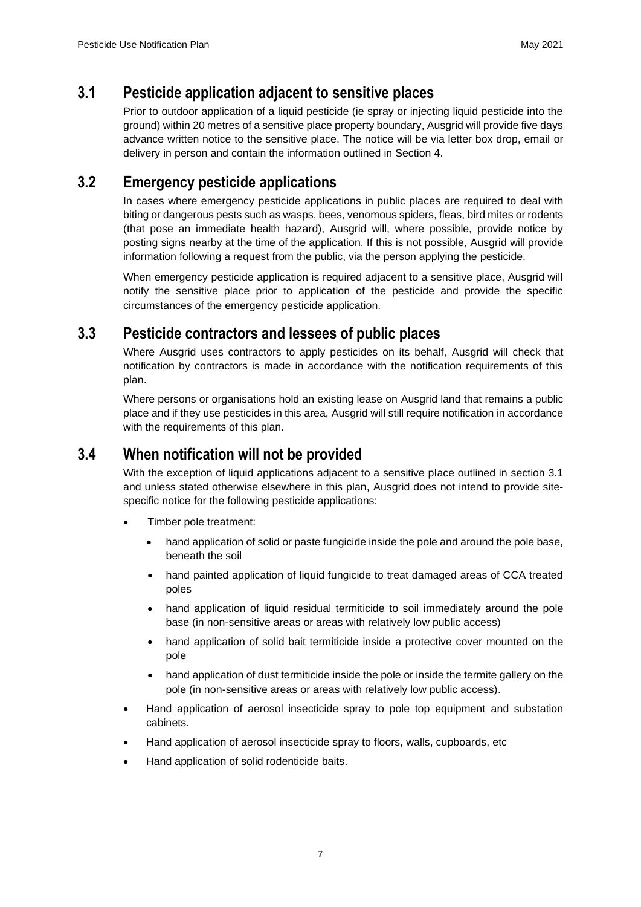## 3.1 Pesticide application adjacent to sensitive places

Prior to outdoor application of a liquid pesticide (ie spray or injecting liquid pesticide into the ground) within 20 metres of a sensitive place property boundary, Ausgrid will provide five days advance written notice to the sensitive place. The notice will be via letter box drop, email or delivery in person and contain the information outlined in Section 4.

## 3.2 Emergency pesticide applications

In cases where emergency pesticide applications in public places are required to deal with biting or dangerous pests such as wasps, bees, venomous spiders, fleas, bird mites or rodents (that pose an immediate health hazard), Ausgrid will, where possible, provide notice by posting signs nearby at the time of the application. If this is not possible, Ausgrid will provide information following a request from the public, via the person applying the pesticide.

When emergency pesticide application is required adjacent to a sensitive place, Ausgrid will notify the sensitive place prior to application of the pesticide and provide the specific circumstances of the emergency pesticide application.

## 3.3 Pesticide contractors and lessees of public places

Where Ausgrid uses contractors to apply pesticides on its behalf, Ausgrid will check that notification by contractors is made in accordance with the notification requirements of this plan.

Where persons or organisations hold an existing lease on Ausgrid land that remains a public place and if they use pesticides in this area, Ausgrid will still require notification in accordance with the requirements of this plan.

## 3.4 When notification will not be provided

With the exception of liquid applications adjacent to a sensitive place outlined in section 3.1 and unless stated otherwise elsewhere in this plan, Ausgrid does not intend to provide site-specific notice for the following pesticide applications:

- Timber pole treatment:
  - hand application of solid or paste fungicide inside the pole and around the pole base, beneath the soil
  - hand painted application of liquid fungicide to treat damaged areas of CCA treated poles
  - hand application of liquid residual termiticide to soil immediately around the pole base (in non-sensitive areas or areas with relatively low public access)
  - hand application of solid bait termiticide inside a protective cover mounted on the pole
  - hand application of dust termiticide inside the pole or inside the termite gallery on the pole (in non-sensitive areas or areas with relatively low public access).
- Hand application of aerosol insecticide spray to pole top equipment and substation cabinets.
- Hand application of aerosol insecticide spray to floors, walls, cupboards, etc
- Hand application of solid rodenticide baits.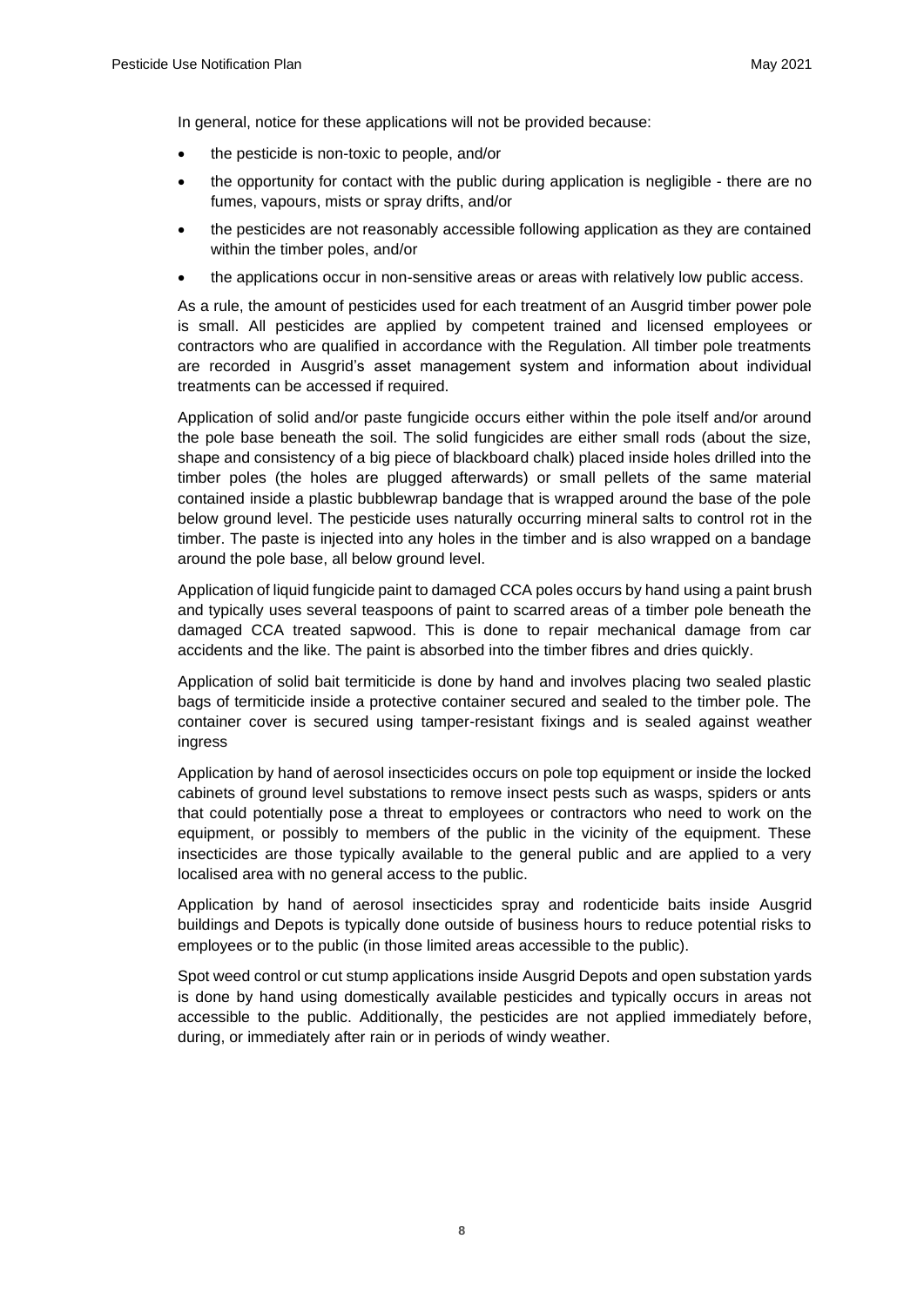In general, notice for these applications will not be provided because:

- the pesticide is non-toxic to people, and/or
- the opportunity for contact with the public during application is negligible - there are no fumes, vapours, mists or spray drifts, and/or
- the pesticides are not reasonably accessible following application as they are contained within the timber poles, and/or
- the applications occur in non-sensitive areas or areas with relatively low public access.

As a rule, the amount of pesticides used for each treatment of an Ausgrid timber power pole is small. All pesticides are applied by competent trained and licensed employees or contractors who are qualified in accordance with the Regulation. All timber pole treatments are recorded in Ausgrid's asset management system and information about individual treatments can be accessed if required.

Application of solid and/or paste fungicide occurs either within the pole itself and/or around the pole base beneath the soil. The solid fungicides are either small rods (about the size, shape and consistency of a big piece of blackboard chalk) placed inside holes drilled into the timber poles (the holes are plugged afterwards) or small pellets of the same material contained inside a plastic bubblewrap bandage that is wrapped around the base of the pole below ground level. The pesticide uses naturally occurring mineral salts to control rot in the timber. The paste is injected into any holes in the timber and is also wrapped on a bandage around the pole base, all below ground level.

Application of liquid fungicide paint to damaged CCA poles occurs by hand using a paint brush and typically uses several teaspoons of paint to scarred areas of a timber pole beneath the damaged CCA treated sapwood. This is done to repair mechanical damage from car accidents and the like. The paint is absorbed into the timber fibres and dries quickly.

Application of solid bait termiticide is done by hand and involves placing two sealed plastic bags of termiticide inside a protective container secured and sealed to the timber pole. The container cover is secured using tamper-resistant fixings and is sealed against weather ingress

Application by hand of aerosol insecticides occurs on pole top equipment or inside the locked cabinets of ground level substations to remove insect pests such as wasps, spiders or ants that could potentially pose a threat to employees or contractors who need to work on the equipment, or possibly to members of the public in the vicinity of the equipment. These insecticides are those typically available to the general public and are applied to a very localised area with no general access to the public.

Application by hand of aerosol insecticides spray and rodenticide baits inside Ausgrid buildings and Depots is typically done outside of business hours to reduce potential risks to employees or to the public (in those limited areas accessible to the public).

Spot weed control or cut stump applications inside Ausgrid Depots and open substation yards is done by hand using domestically available pesticides and typically occurs in areas not accessible to the public. Additionally, the pesticides are not applied immediately before, during, or immediately after rain or in periods of windy weather.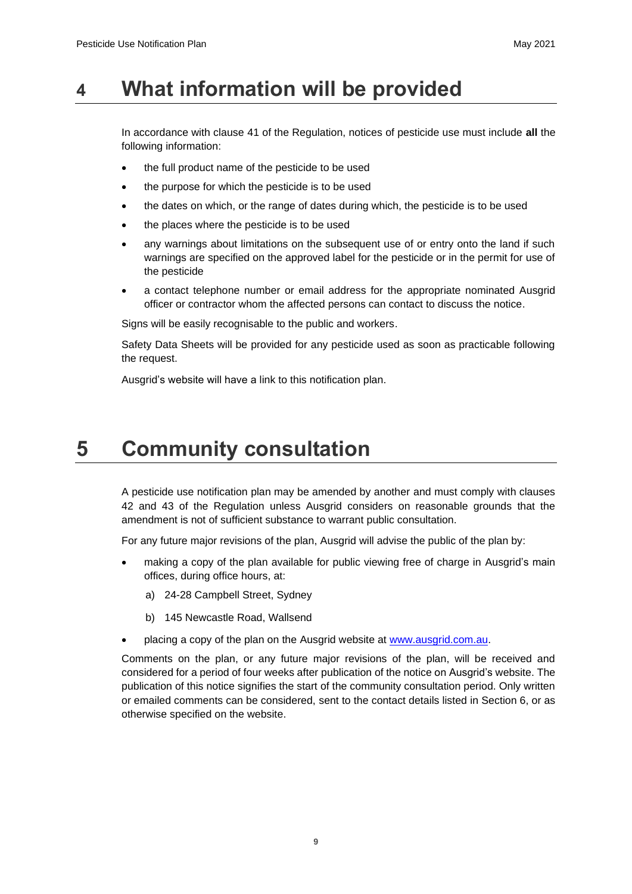# 4 What information will be provided

In accordance with clause 41 of the Regulation, notices of pesticide use must include **all** the following information:

- the full product name of the pesticide to be used
- the purpose for which the pesticide is to be used
- the dates on which, or the range of dates during which, the pesticide is to be used
- the places where the pesticide is to be used
- any warnings about limitations on the subsequent use of or entry onto the land if such warnings are specified on the approved label for the pesticide or in the permit for use of the pesticide
- a contact telephone number or email address for the appropriate nominated Ausgrid officer or contractor whom the affected persons can contact to discuss the notice.

Signs will be easily recognisable to the public and workers.

Safety Data Sheets will be provided for any pesticide used as soon as practicable following the request.

Ausgrid's website will have a link to this notification plan.

# 5 Community consultation

A pesticide use notification plan may be amended by another and must comply with clauses 42 and 43 of the Regulation unless Ausgrid considers on reasonable grounds that the amendment is not of sufficient substance to warrant public consultation.

For any future major revisions of the plan, Ausgrid will advise the public of the plan by:

- making a copy of the plan available for public viewing free of charge in Ausgrid's main offices, during office hours, at:
    a) 24-28 Campbell Street, Sydney
    b) 145 Newcastle Road, Wallsend
- placing a copy of the plan on the Ausgrid website at [www.ausgrid.com.au](http://www.ausgrid.com.au).

Comments on the plan, or any future major revisions of the plan, will be received and considered for a period of four weeks after publication of the notice on Ausgrid's website. The publication of this notice signifies the start of the community consultation period. Only written or emailed comments can be considered, sent to the contact details listed in Section 6, or as otherwise specified on the website.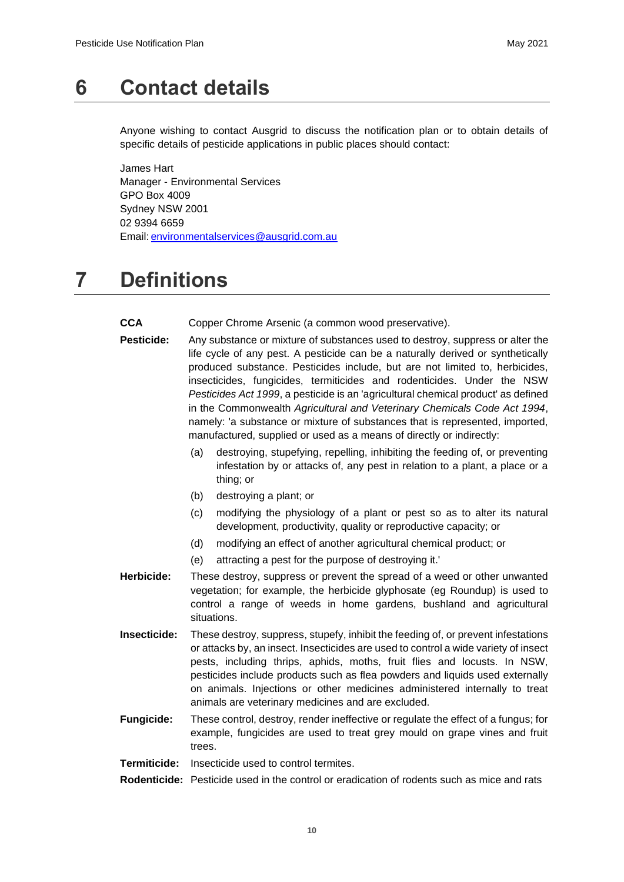# 6 Contact details

Anyone wishing to contact Ausgrid to discuss the notification plan or to obtain details of specific details of pesticide applications in public places should contact:

James Hart
Manager - Environmental Services
GPO Box 4009
Sydney NSW 2001
02 9394 6659
Email: environmentalservices@ausgrid.com.au

# 7 Definitions

**CCA** Copper Chrome Arsenic (a common wood preservative).

**Pesticide:** Any substance or mixture of substances used to destroy, suppress or alter the life cycle of any pest. A pesticide can be a naturally derived or synthetically produced substance. Pesticides include, but are not limited to, herbicides, insecticides, fungicides, termiticides and rodenticides. Under the NSW *Pesticides Act 1999*, a pesticide is an 'agricultural chemical product' as defined in the Commonwealth *Agricultural and Veterinary Chemicals Code Act 1994*, namely: 'a substance or mixture of substances that is represented, imported, manufactured, supplied or used as a means of directly or indirectly:

(a) destroying, stupefying, repelling, inhibiting the feeding of, or preventing infestation by or attacks of, any pest in relation to a plant, a place or a thing; or

(b) destroying a plant; or

(c) modifying the physiology of a plant or pest so as to alter its natural development, productivity, quality or reproductive capacity; or

(d) modifying an effect of another agricultural chemical product; or

(e) attracting a pest for the purpose of destroying it.'

**Herbicide:** These destroy, suppress or prevent the spread of a weed or other unwanted vegetation; for example, the herbicide glyphosate (eg Roundup) is used to control a range of weeds in home gardens, bushland and agricultural situations.

**Insecticide:** These destroy, suppress, stupefy, inhibit the feeding of, or prevent infestations or attacks by, an insect. Insecticides are used to control a wide variety of insect pests, including thrips, aphids, moths, fruit flies and locusts. In NSW, pesticides include products such as flea powders and liquids used externally on animals. Injections or other medicines administered internally to treat animals are veterinary medicines and are excluded.

**Fungicide:** These control, destroy, render ineffective or regulate the effect of a fungus; for example, fungicides are used to treat grey mould on grape vines and fruit trees.

**Termiticide:** Insecticide used to control termites.

**Rodenticide:** Pesticide used in the control or eradication of rodents such as mice and rats